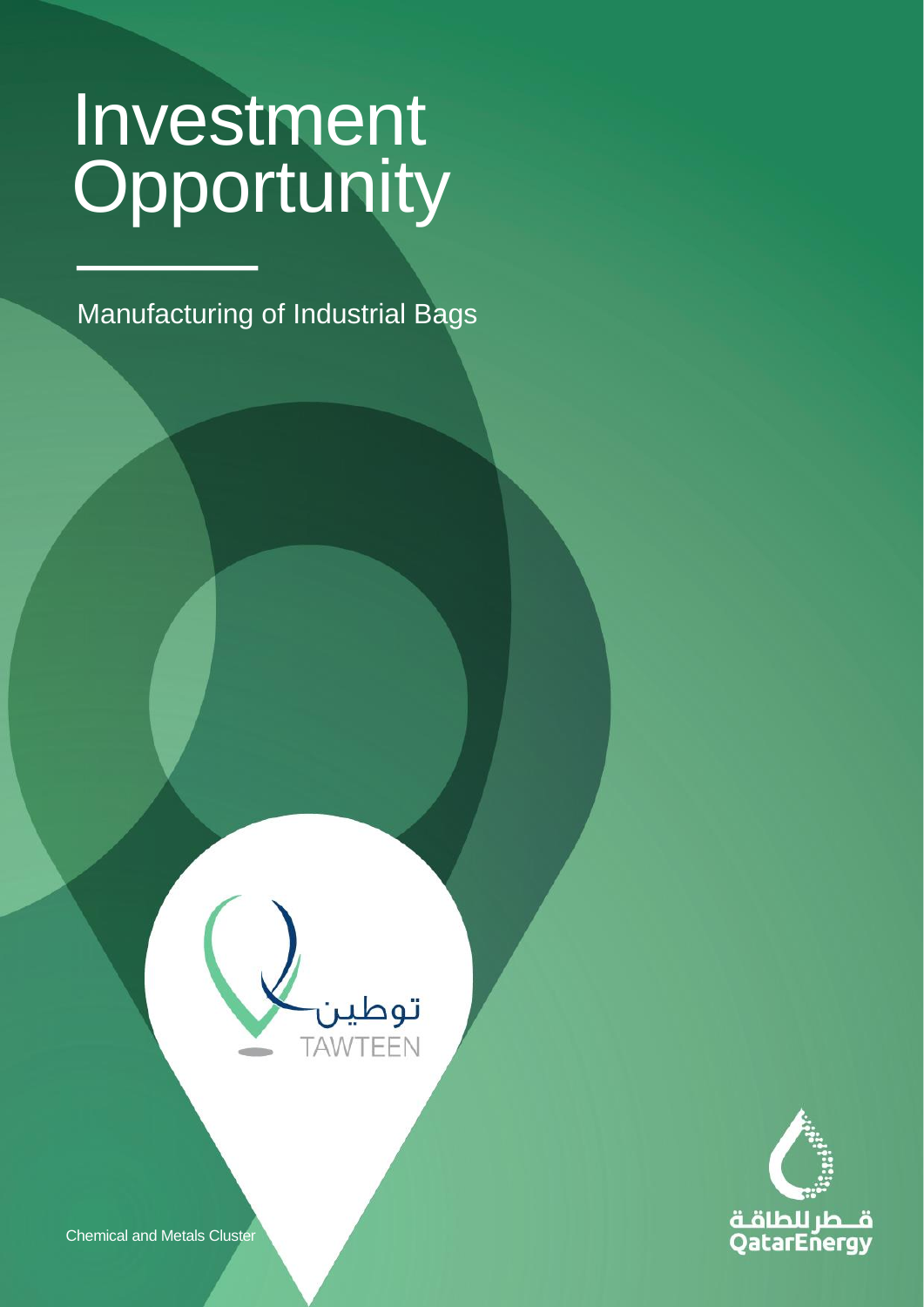# Investment Opportunity

## Manufacturing of Industrial Bags

توطين
TAWTEEN

قطر للطاقة
QatarEnergy

Chemical and Metals Cluster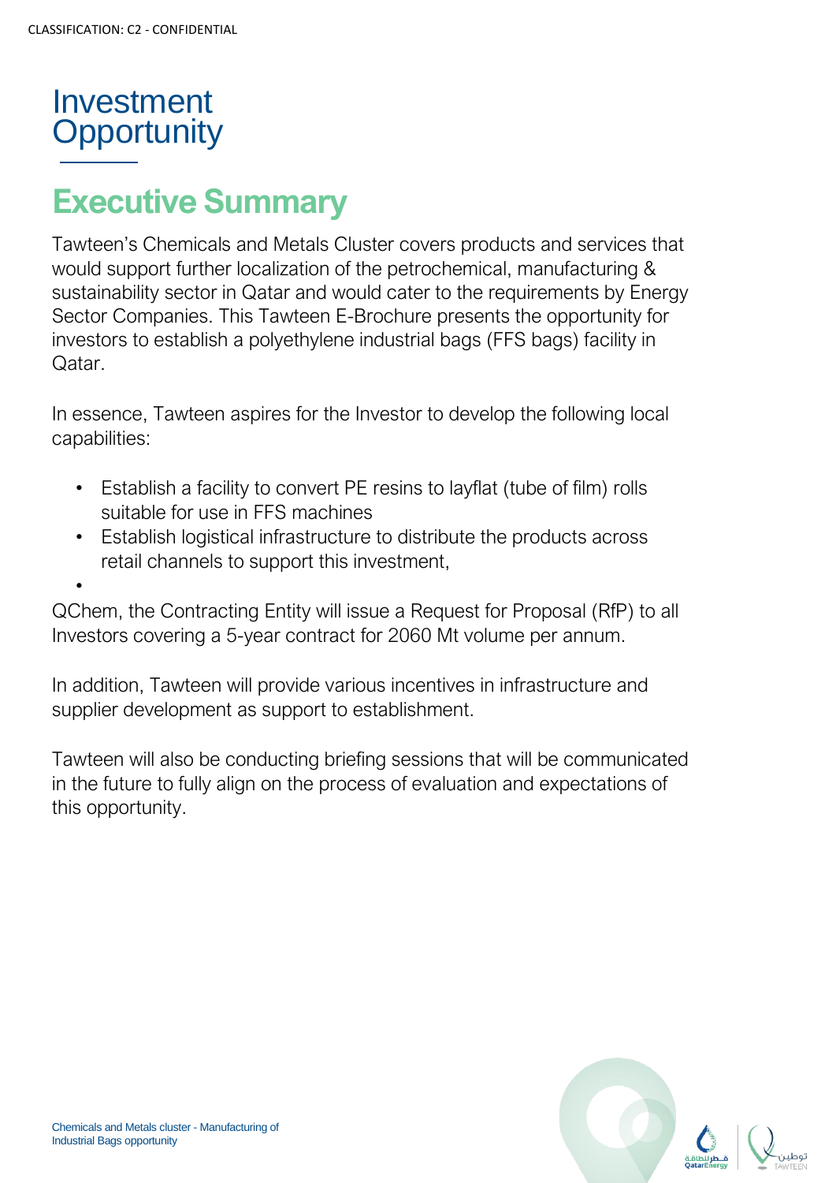# Investment Opportunity

## Executive Summary

Tawteen's Chemicals and Metals Cluster covers products and services that would support further localization of the petrochemical, manufacturing & sustainability sector in Qatar and would cater to the requirements by Energy Sector Companies. This Tawteen E-Brochure presents the opportunity for investors to establish a polyethylene industrial bags (FFS bags) facility in Qatar.

In essence, Tawteen aspires for the Investor to develop the following local capabilities:

- Establish a facility to convert PE resins to layflat (tube of film) rolls suitable for use in FFS machines
- Establish logistical infrastructure to distribute the products across retail channels to support this investment,

QChem, the Contracting Entity will issue a Request for Proposal (RfP) to all Investors covering a 5-year contract for 2060 Mt volume per annum.

In addition, Tawteen will provide various incentives in infrastructure and supplier development as support to establishment.

Tawteen will also be conducting briefing sessions that will be communicated in the future to fully align on the process of evaluation and expectations of this opportunity.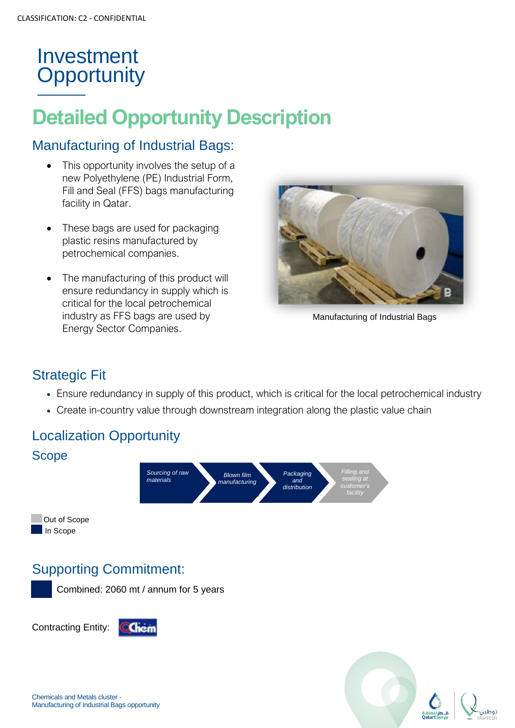# Investment Opportunity

## Detailed Opportunity Description

### Manufacturing of Industrial Bags:

- This opportunity involves the setup of a new Polyethylene (PE) Industrial Form, Fill and Seal (FFS) bags manufacturing facility in Qatar.
- These bags are used for packaging plastic resins manufactured by petrochemical companies.
- The manufacturing of this product will ensure redundancy in supply which is critical for the local petrochemical industry as FFS bags are used by Energy Sector Companies.

Manufacturing of Industrial Bags

### Strategic Fit

- Ensure redundancy in supply of this product, which is critical for the local petrochemical industry
- Create in-country value through downstream integration along the plastic value chain

### Localization Opportunity

### Scope

*Sourcing of raw materials* → *Blown film manufacturing* → *Packaging and distribution* → *Filling and sealing at customer's facility*

| Scope | Status |
|---|---|
| Sourcing of raw materials | In Scope |
| Blown film manufacturing | In Scope |
| Packaging and distribution | In Scope |
| Filling and sealing at customer's facility | Out of Scope |

Out of Scope
In Scope

### Supporting Commitment:

Combined: 2060 mt / annum for 5 years

Contracting Entity: QChem

Chemicals and Metals cluster - Manufacturing of Industrial Bags opportunity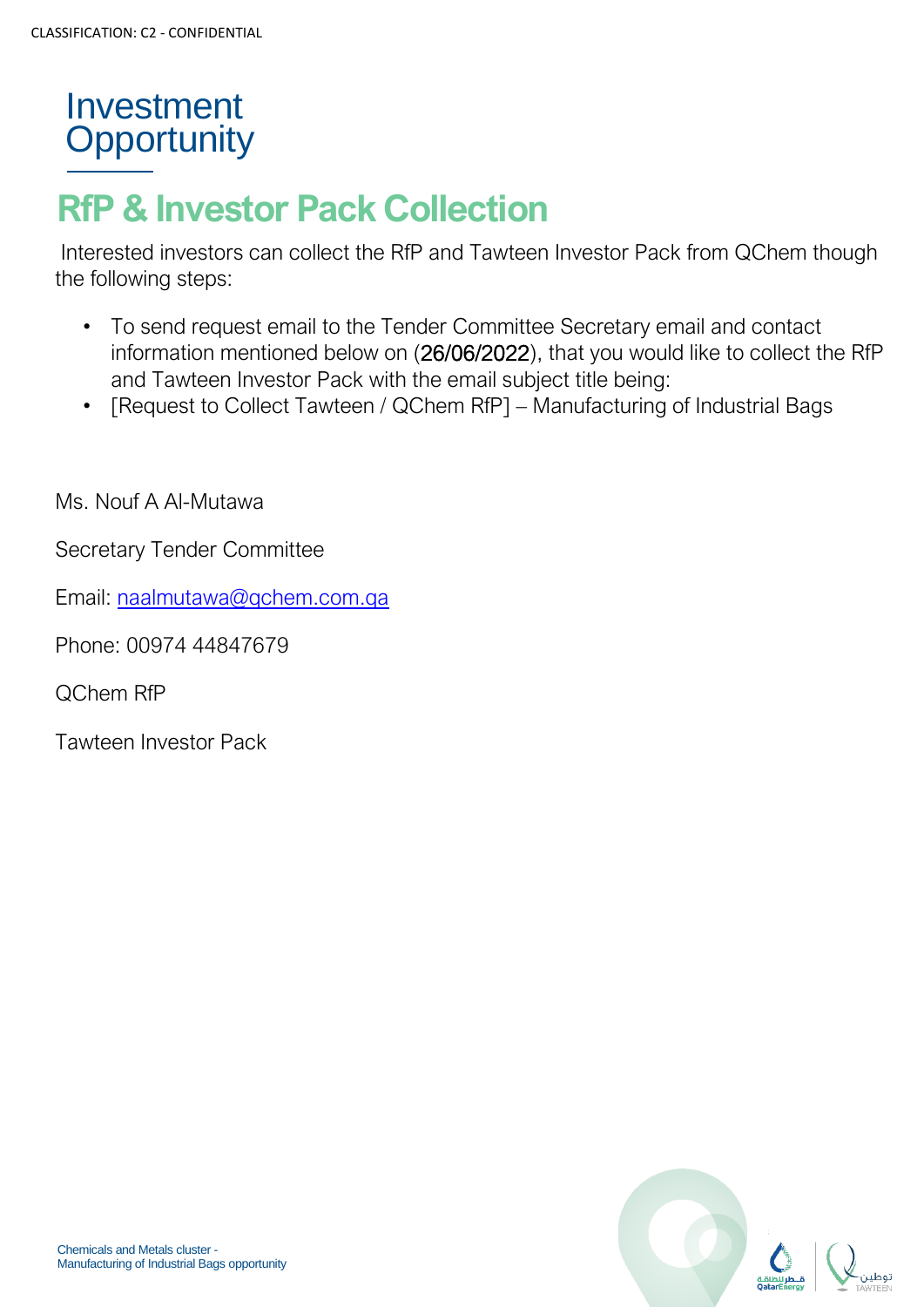# Investment Opportunity

## RfP & Investor Pack Collection

Interested investors can collect the RfP and Tawteen Investor Pack from QChem though the following steps:

- To send request email to the Tender Committee Secretary email and contact information mentioned below on (26/06/2022), that you would like to collect the RfP and Tawteen Investor Pack with the email subject title being:
- [Request to Collect Tawteen / QChem RfP] – Manufacturing of Industrial Bags

Ms. Nouf A Al-Mutawa

Secretary Tender Committee

Email: naalmutawa@qchem.com.qa

Phone: 00974 44847679

QChem RfP

Tawteen Investor Pack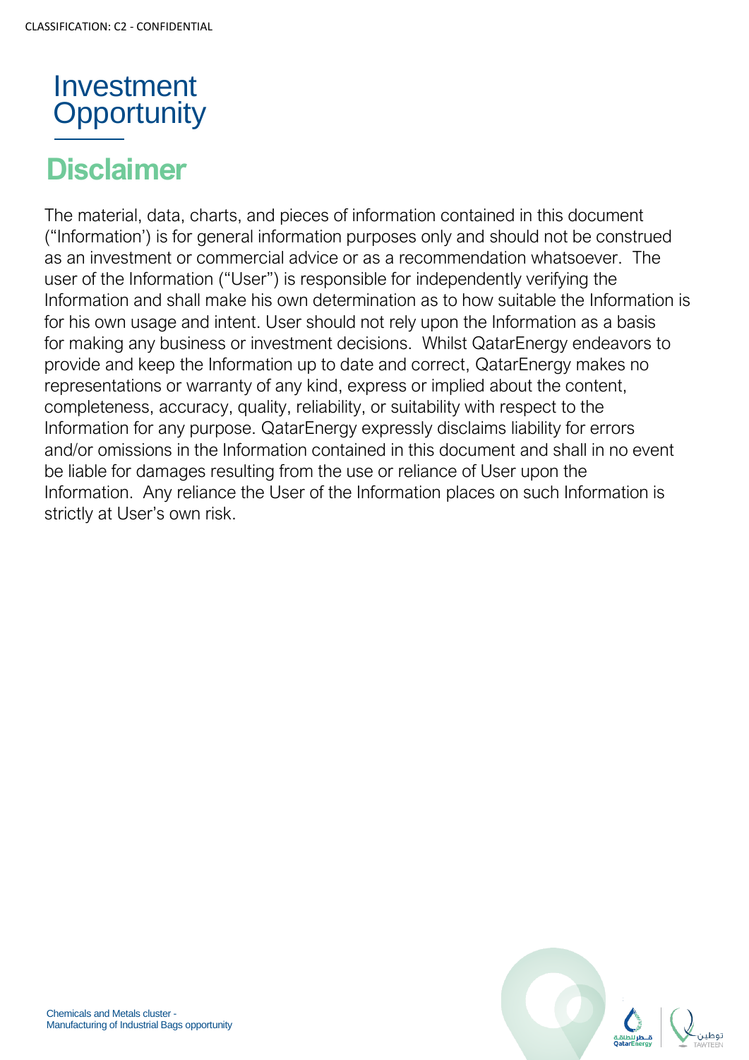# Investment Opportunity

## Disclaimer

The material, data, charts, and pieces of information contained in this document ("Information') is for general information purposes only and should not be construed as an investment or commercial advice or as a recommendation whatsoever. The user of the Information ("User") is responsible for independently verifying the Information and shall make his own determination as to how suitable the Information is for his own usage and intent. User should not rely upon the Information as a basis for making any business or investment decisions. Whilst QatarEnergy endeavors to provide and keep the Information up to date and correct, QatarEnergy makes no representations or warranty of any kind, express or implied about the content, completeness, accuracy, quality, reliability, or suitability with respect to the Information for any purpose. QatarEnergy expressly disclaims liability for errors and/or omissions in the Information contained in this document and shall in no event be liable for damages resulting from the use or reliance of User upon the Information. Any reliance the User of the Information places on such Information is strictly at User's own risk.